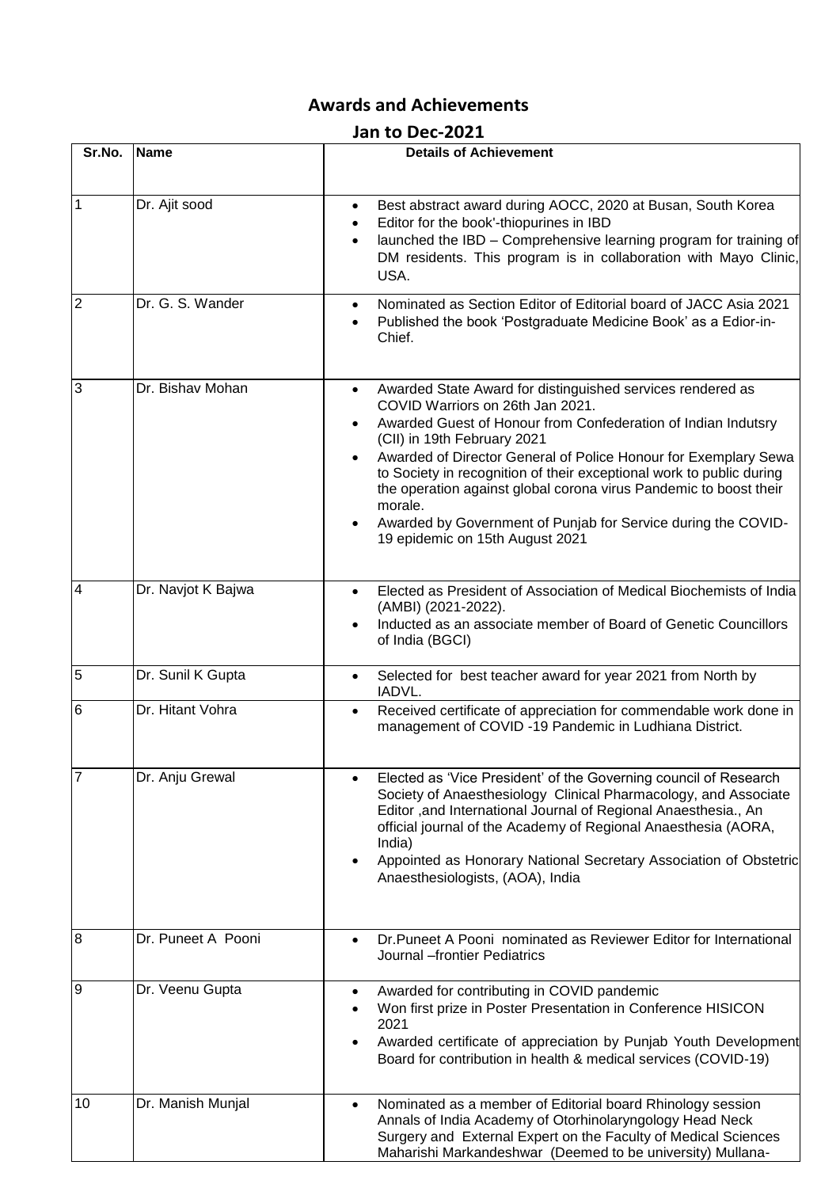## Awards and Achievements

## Jan to Dec-2021

| Sr.No. | Name | Details of Achievement |
|---|---|---|
| 1 | Dr. Ajit sood | • Best abstract award during AOCC, 2020 at Busan, South Korea<br>• Editor for the book'-thiopurines in IBD<br>• launched the IBD – Comprehensive learning program for training of DM residents. This program is in collaboration with Mayo Clinic, USA. |
| 2 | Dr. G. S. Wander | • Nominated as Section Editor of Editorial board of JACC Asia 2021<br>• Published the book 'Postgraduate Medicine Book' as a Edior-in-Chief. |
| 3 | Dr. Bishav Mohan | • Awarded State Award for distinguished services rendered as COVID Warriors on 26th Jan 2021.<br>• Awarded Guest of Honour from Confederation of Indian Indutsry (CII) in 19th February 2021<br>• Awarded of Director General of Police Honour for Exemplary Sewa to Society in recognition of their exceptional work to public during the operation against global corona virus Pandemic to boost their morale.<br>• Awarded by Government of Punjab for Service during the COVID-19 epidemic on 15th August 2021 |
| 4 | Dr. Navjot K Bajwa | • Elected as President of Association of Medical Biochemists of India (AMBI) (2021-2022).<br>• Inducted as an associate member of Board of Genetic Councillors of India (BGCI) |
| 5 | Dr. Sunil K Gupta | • Selected for best teacher award for year 2021 from North by IADVL. |
| 6 | Dr. Hitant Vohra | • Received certificate of appreciation for commendable work done in management of COVID -19 Pandemic in Ludhiana District. |
| 7 | Dr. Anju Grewal | • Elected as 'Vice President' of the Governing council of Research Society of Anaesthesiology Clinical Pharmacology, and Associate Editor ,and International Journal of Regional Anaesthesia., An official journal of the Academy of Regional Anaesthesia (AORA, India)<br>• Appointed as Honorary National Secretary Association of Obstetric Anaesthesiologists, (AOA), India |
| 8 | Dr. Puneet A Pooni | • Dr.Puneet A Pooni nominated as Reviewer Editor for International Journal –frontier Pediatrics |
| 9 | Dr. Veenu Gupta | • Awarded for contributing in COVID pandemic<br>• Won first prize in Poster Presentation in Conference HISICON 2021<br>• Awarded certificate of appreciation by Punjab Youth Development Board for contribution in health & medical services (COVID-19) |
| 10 | Dr. Manish Munjal | • Nominated as a member of Editorial board Rhinology session Annals of India Academy of Otorhinolaryngology Head Neck Surgery and External Expert on the Faculty of Medical Sciences Maharishi Markandeshwar (Deemed to be university) Mullana- |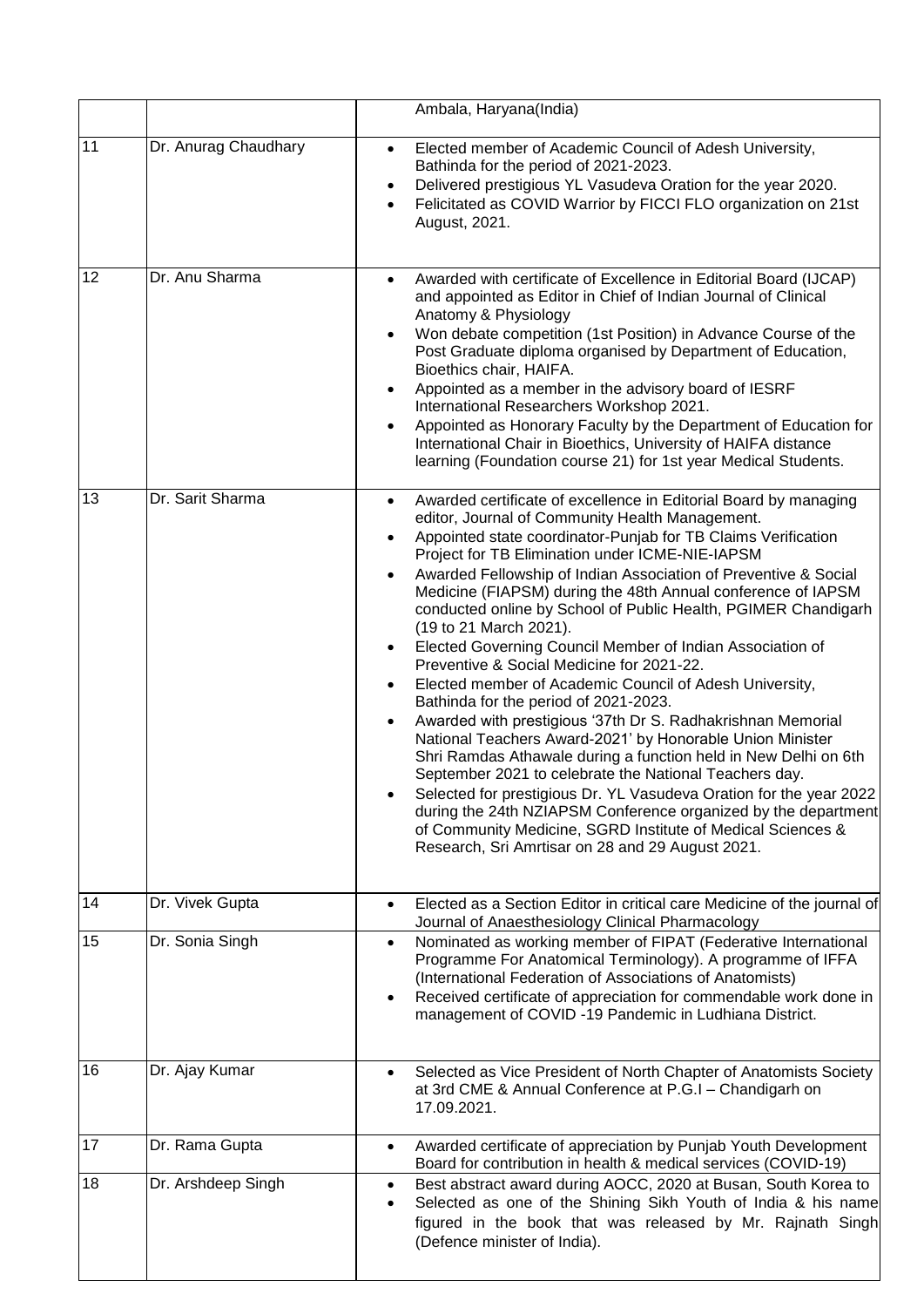|  |  |  |
|---|---|---|
|  |  | Ambala, Haryana(India) |
| 11 | Dr. Anurag Chaudhary | • Elected member of Academic Council of Adesh University, Bathinda for the period of 2021-2023.<br>• Delivered prestigious YL Vasudeva Oration for the year 2020.<br>• Felicitated as COVID Warrior by FICCI FLO organization on 21st August, 2021. |
| 12 | Dr. Anu Sharma | • Awarded with certificate of Excellence in Editorial Board (IJCAP) and appointed as Editor in Chief of Indian Journal of Clinical Anatomy & Physiology<br>• Won debate competition (1st Position) in Advance Course of the Post Graduate diploma organised by Department of Education, Bioethics chair, HAIFA.<br>• Appointed as a member in the advisory board of IESRF International Researchers Workshop 2021.<br>• Appointed as Honorary Faculty by the Department of Education for International Chair in Bioethics, University of HAIFA distance learning (Foundation course 21) for 1st year Medical Students. |
| 13 | Dr. Sarit Sharma | • Awarded certificate of excellence in Editorial Board by managing editor, Journal of Community Health Management.<br>• Appointed state coordinator-Punjab for TB Claims Verification Project for TB Elimination under ICME-NIE-IAPSM<br>• Awarded Fellowship of Indian Association of Preventive & Social Medicine (FIAPSM) during the 48th Annual conference of IAPSM conducted online by School of Public Health, PGIMER Chandigarh (19 to 21 March 2021).<br>• Elected Governing Council Member of Indian Association of Preventive & Social Medicine for 2021-22.<br>• Elected member of Academic Council of Adesh University, Bathinda for the period of 2021-2023.<br>• Awarded with prestigious '37th Dr S. Radhakrishnan Memorial National Teachers Award-2021' by Honorable Union Minister Shri Ramdas Athawale during a function held in New Delhi on 6th September 2021 to celebrate the National Teachers day.<br>• Selected for prestigious Dr. YL Vasudeva Oration for the year 2022 during the 24th NZIAPSM Conference organized by the department of Community Medicine, SGRD Institute of Medical Sciences & Research, Sri Amrtisar on 28 and 29 August 2021. |
| 14 | Dr. Vivek Gupta | • Elected as a Section Editor in critical care Medicine of the journal of Journal of Anaesthesiology Clinical Pharmacology |
| 15 | Dr. Sonia Singh | • Nominated as working member of FIPAT (Federative International Programme For Anatomical Terminology). A programme of IFFA (International Federation of Associations of Anatomists)<br>• Received certificate of appreciation for commendable work done in management of COVID -19 Pandemic in Ludhiana District. |
| 16 | Dr. Ajay Kumar | • Selected as Vice President of North Chapter of Anatomists Society at 3rd CME & Annual Conference at P.G.I – Chandigarh on 17.09.2021. |
| 17 | Dr. Rama Gupta | • Awarded certificate of appreciation by Punjab Youth Development Board for contribution in health & medical services (COVID-19) |
| 18 | Dr. Arshdeep Singh | • Best abstract award during AOCC, 2020 at Busan, South Korea to<br>• Selected as one of the Shining Sikh Youth of India & his name figured in the book that was released by Mr. Rajnath Singh (Defence minister of India). |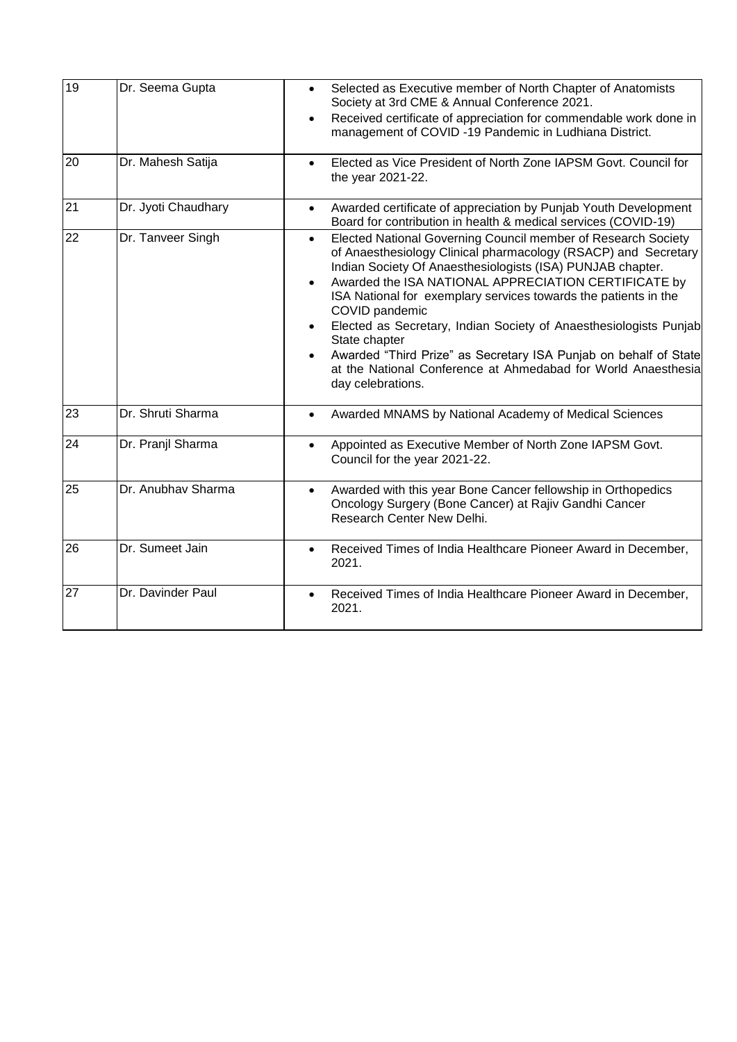| | | |
|---|---|---|
| 19 | Dr. Seema Gupta | • Selected as Executive member of North Chapter of Anatomists Society at 3rd CME & Annual Conference 2021.<br>• Received certificate of appreciation for commendable work done in management of COVID -19 Pandemic in Ludhiana District. |
| 20 | Dr. Mahesh Satija | • Elected as Vice President of North Zone IAPSM Govt. Council for the year 2021-22. |
| 21 | Dr. Jyoti Chaudhary | • Awarded certificate of appreciation by Punjab Youth Development Board for contribution in health & medical services (COVID-19) |
| 22 | Dr. Tanveer Singh | • Elected National Governing Council member of Research Society of Anaesthesiology Clinical pharmacology (RSACP) and Secretary Indian Society Of Anaesthesiologists (ISA) PUNJAB chapter.<br>• Awarded the ISA NATIONAL APPRECIATION CERTIFICATE by ISA National for exemplary services towards the patients in the COVID pandemic<br>• Elected as Secretary, Indian Society of Anaesthesiologists Punjab State chapter<br>• Awarded "Third Prize" as Secretary ISA Punjab on behalf of State at the National Conference at Ahmedabad for World Anaesthesia day celebrations. |
| 23 | Dr. Shruti Sharma | • Awarded MNAMS by National Academy of Medical Sciences |
| 24 | Dr. Pranjl Sharma | • Appointed as Executive Member of North Zone IAPSM Govt. Council for the year 2021-22. |
| 25 | Dr. Anubhav Sharma | • Awarded with this year Bone Cancer fellowship in Orthopedics Oncology Surgery (Bone Cancer) at Rajiv Gandhi Cancer Research Center New Delhi. |
| 26 | Dr. Sumeet Jain | • Received Times of India Healthcare Pioneer Award in December, 2021. |
| 27 | Dr. Davinder Paul | • Received Times of India Healthcare Pioneer Award in December, 2021. |